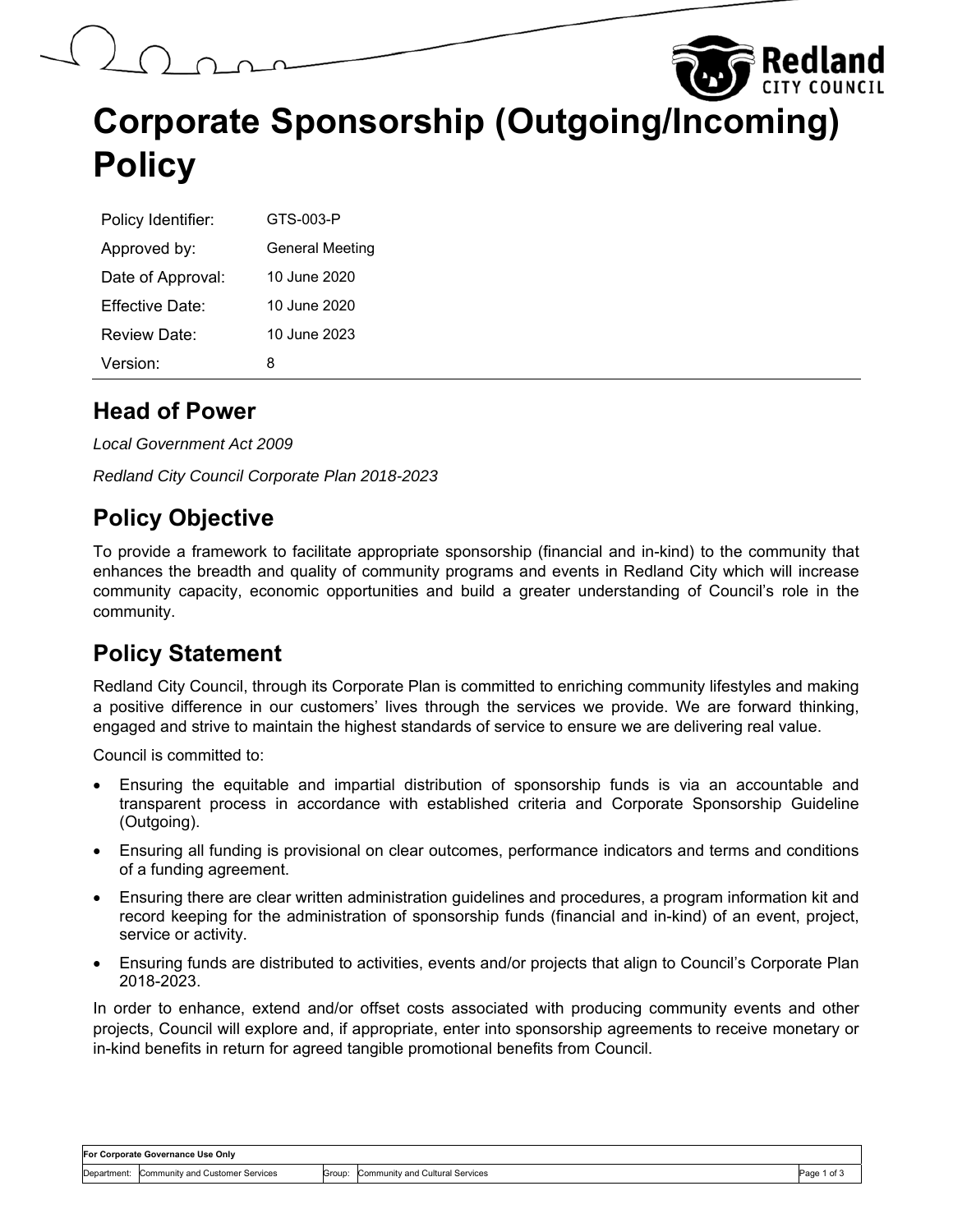# Corporate Sponsorship (Outgoing/Incoming) Policy

| Policy Identifier: | GTS-003-P |
|---|---|
| Approved by: | General Meeting |
| Date of Approval: | 10 June 2020 |
| Effective Date: | 10 June 2020 |
| Review Date: | 10 June 2023 |
| Version: | 8 |

## Head of Power

*Local Government Act 2009*

*Redland City Council Corporate Plan 2018-2023*

## Policy Objective

To provide a framework to facilitate appropriate sponsorship (financial and in-kind) to the community that enhances the breadth and quality of community programs and events in Redland City which will increase community capacity, economic opportunities and build a greater understanding of Council's role in the community.

## Policy Statement

Redland City Council, through its Corporate Plan is committed to enriching community lifestyles and making a positive difference in our customers' lives through the services we provide. We are forward thinking, engaged and strive to maintain the highest standards of service to ensure we are delivering real value.

Council is committed to:

- Ensuring the equitable and impartial distribution of sponsorship funds is via an accountable and transparent process in accordance with established criteria and Corporate Sponsorship Guideline (Outgoing).
- Ensuring all funding is provisional on clear outcomes, performance indicators and terms and conditions of a funding agreement.
- Ensuring there are clear written administration guidelines and procedures, a program information kit and record keeping for the administration of sponsorship funds (financial and in-kind) of an event, project, service or activity.
- Ensuring funds are distributed to activities, events and/or projects that align to Council's Corporate Plan 2018-2023.

In order to enhance, extend and/or offset costs associated with producing community events and other projects, Council will explore and, if appropriate, enter into sponsorship agreements to receive monetary or in-kind benefits in return for agreed tangible promotional benefits from Council.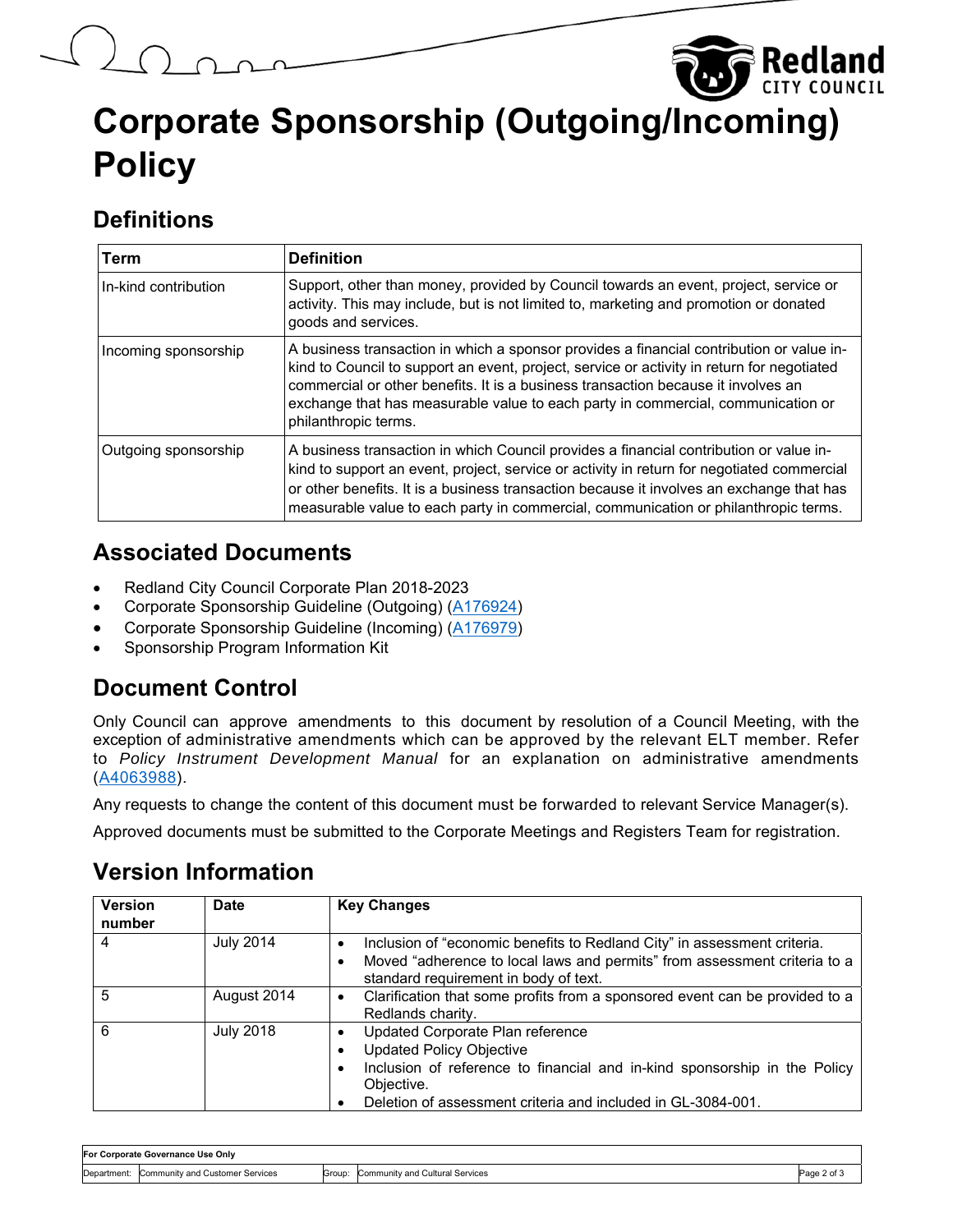# Corporate Sponsorship (Outgoing/Incoming) Policy

## Definitions

| Term | Definition |
|---|---|
| In-kind contribution | Support, other than money, provided by Council towards an event, project, service or activity. This may include, but is not limited to, marketing and promotion or donated goods and services. |
| Incoming sponsorship | A business transaction in which a sponsor provides a financial contribution or value in-kind to Council to support an event, project, service or activity in return for negotiated commercial or other benefits. It is a business transaction because it involves an exchange that has measurable value to each party in commercial, communication or philanthropic terms. |
| Outgoing sponsorship | A business transaction in which Council provides a financial contribution or value in-kind to support an event, project, service or activity in return for negotiated commercial or other benefits. It is a business transaction because it involves an exchange that has measurable value to each party in commercial, communication or philanthropic terms. |

## Associated Documents

- Redland City Council Corporate Plan 2018-2023
- Corporate Sponsorship Guideline (Outgoing) (A176924)
- Corporate Sponsorship Guideline (Incoming) (A176979)
- Sponsorship Program Information Kit

## Document Control

Only Council can approve amendments to this document by resolution of a Council Meeting, with the exception of administrative amendments which can be approved by the relevant ELT member. Refer to *Policy Instrument Development Manual* for an explanation on administrative amendments (A4063988).

Any requests to change the content of this document must be forwarded to relevant Service Manager(s).

Approved documents must be submitted to the Corporate Meetings and Registers Team for registration.

## Version Information

| Version number | Date | Key Changes |
|---|---|---|
| 4 | July 2014 | • Inclusion of "economic benefits to Redland City" in assessment criteria.<br>• Moved "adherence to local laws and permits" from assessment criteria to a standard requirement in body of text. |
| 5 | August 2014 | • Clarification that some profits from a sponsored event can be provided to a Redlands charity. |
| 6 | July 2018 | • Updated Corporate Plan reference<br>• Updated Policy Objective<br>• Inclusion of reference to financial and in-kind sponsorship in the Policy Objective.<br>• Deletion of assessment criteria and included in GL-3084-001. |

| For Corporate Governance Use Only | | | | |
|---|---|---|---|---|
| Department: | Community and Customer Services | Group: | Community and Cultural Services | |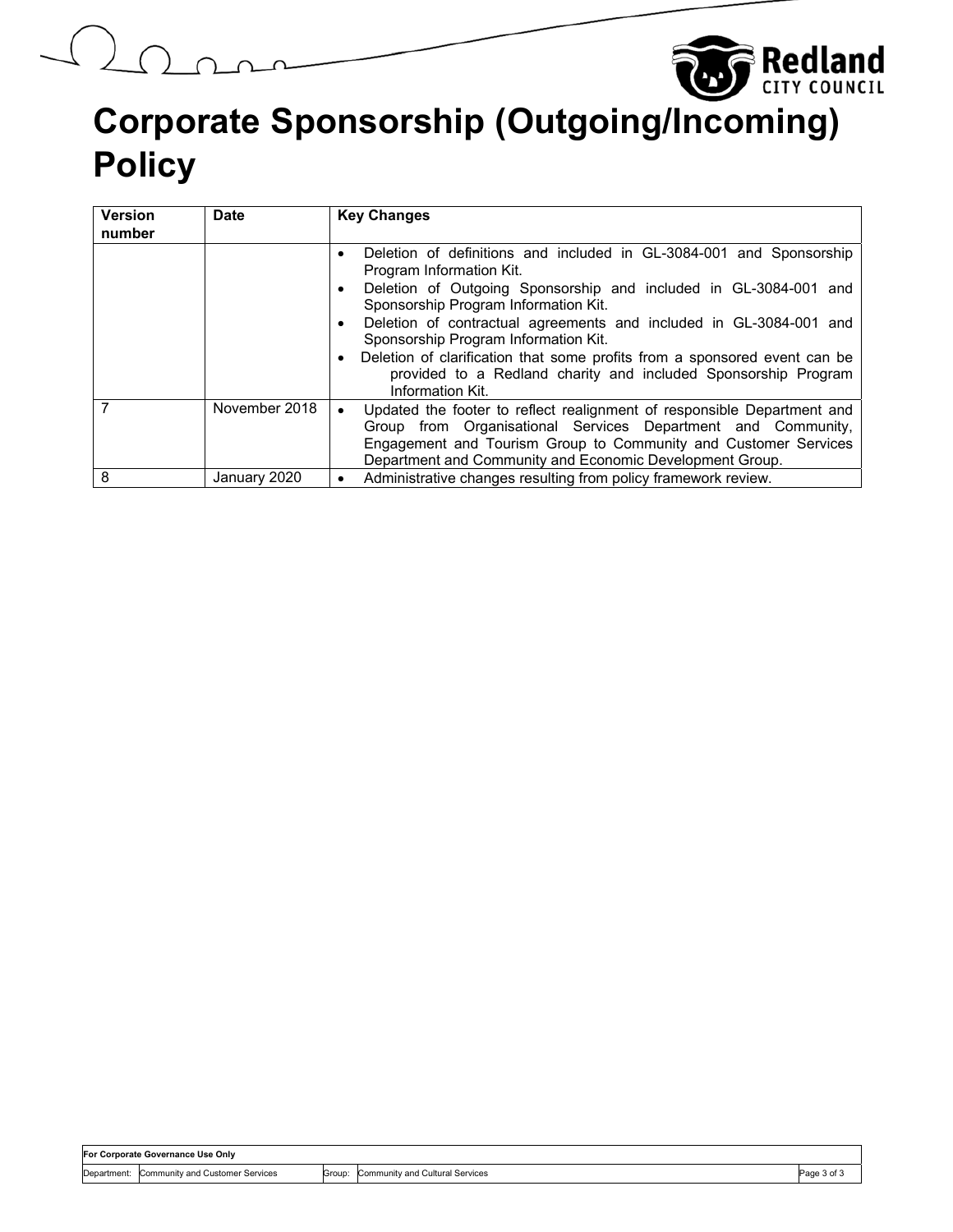# Corporate Sponsorship (Outgoing/Incoming) Policy

| Version number | Date | Key Changes |
|---|---|---|
| | | • Deletion of definitions and included in GL-3084-001 and Sponsorship Program Information Kit.<br>• Deletion of Outgoing Sponsorship and included in GL-3084-001 and Sponsorship Program Information Kit.<br>• Deletion of contractual agreements and included in GL-3084-001 and Sponsorship Program Information Kit.<br>• Deletion of clarification that some profits from a sponsored event can be provided to a Redland charity and included Sponsorship Program Information Kit. |
| 7 | November 2018 | • Updated the footer to reflect realignment of responsible Department and Group from Organisational Services Department and Community, Engagement and Tourism Group to Community and Customer Services Department and Community and Economic Development Group. |
| 8 | January 2020 | • Administrative changes resulting from policy framework review. |

| For Corporate Governance Use Only | | | | |
|---|---|---|---|---|
| Department: | Community and Customer Services | Group: | Community and Cultural Services | |